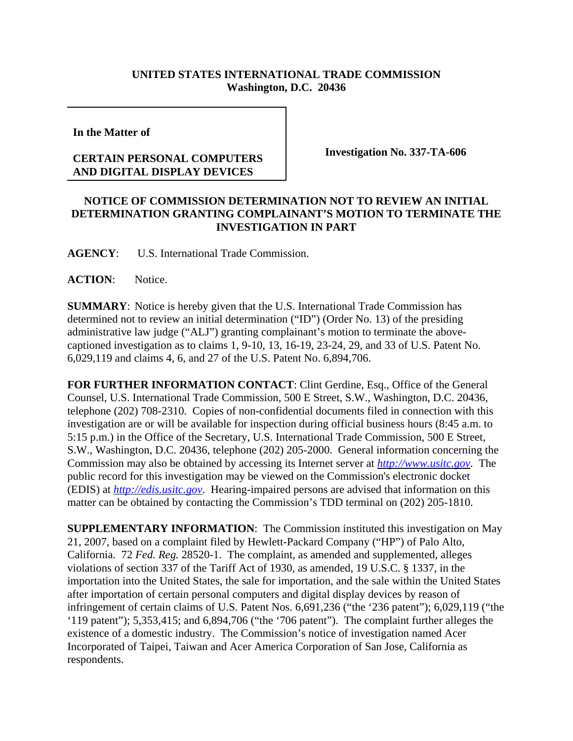**UNITED STATES INTERNATIONAL TRADE COMMISSION**
**Washington, D.C. 20436**

**In the Matter of**

**CERTAIN PERSONAL COMPUTERS AND DIGITAL DISPLAY DEVICES**

**Investigation No. 337-TA-606**

## NOTICE OF COMMISSION DETERMINATION NOT TO REVIEW AN INITIAL DETERMINATION GRANTING COMPLAINANT'S MOTION TO TERMINATE THE INVESTIGATION IN PART

**AGENCY**: U.S. International Trade Commission.

**ACTION**: Notice.

**SUMMARY**: Notice is hereby given that the U.S. International Trade Commission has determined not to review an initial determination ("ID") (Order No. 13) of the presiding administrative law judge ("ALJ") granting complainant's motion to terminate the above-captioned investigation as to claims 1, 9-10, 13, 16-19, 23-24, 29, and 33 of U.S. Patent No. 6,029,119 and claims 4, 6, and 27 of the U.S. Patent No. 6,894,706.

**FOR FURTHER INFORMATION CONTACT**: Clint Gerdine, Esq., Office of the General Counsel, U.S. International Trade Commission, 500 E Street, S.W., Washington, D.C. 20436, telephone (202) 708-2310. Copies of non-confidential documents filed in connection with this investigation are or will be available for inspection during official business hours (8:45 a.m. to 5:15 p.m.) in the Office of the Secretary, U.S. International Trade Commission, 500 E Street, S.W., Washington, D.C. 20436, telephone (202) 205-2000. General information concerning the Commission may also be obtained by accessing its Internet server at *http://www.usitc.gov*. The public record for this investigation may be viewed on the Commission's electronic docket (EDIS) at *http://edis.usitc.gov*. Hearing-impaired persons are advised that information on this matter can be obtained by contacting the Commission's TDD terminal on (202) 205-1810.

**SUPPLEMENTARY INFORMATION**: The Commission instituted this investigation on May 21, 2007, based on a complaint filed by Hewlett-Packard Company ("HP") of Palo Alto, California. 72 *Fed. Reg.* 28520-1. The complaint, as amended and supplemented, alleges violations of section 337 of the Tariff Act of 1930, as amended, 19 U.S.C. § 1337, in the importation into the United States, the sale for importation, and the sale within the United States after importation of certain personal computers and digital display devices by reason of infringement of certain claims of U.S. Patent Nos. 6,691,236 ("the '236 patent"); 6,029,119 ("the '119 patent"); 5,353,415; and 6,894,706 ("the '706 patent"). The complaint further alleges the existence of a domestic industry. The Commission's notice of investigation named Acer Incorporated of Taipei, Taiwan and Acer America Corporation of San Jose, California as respondents.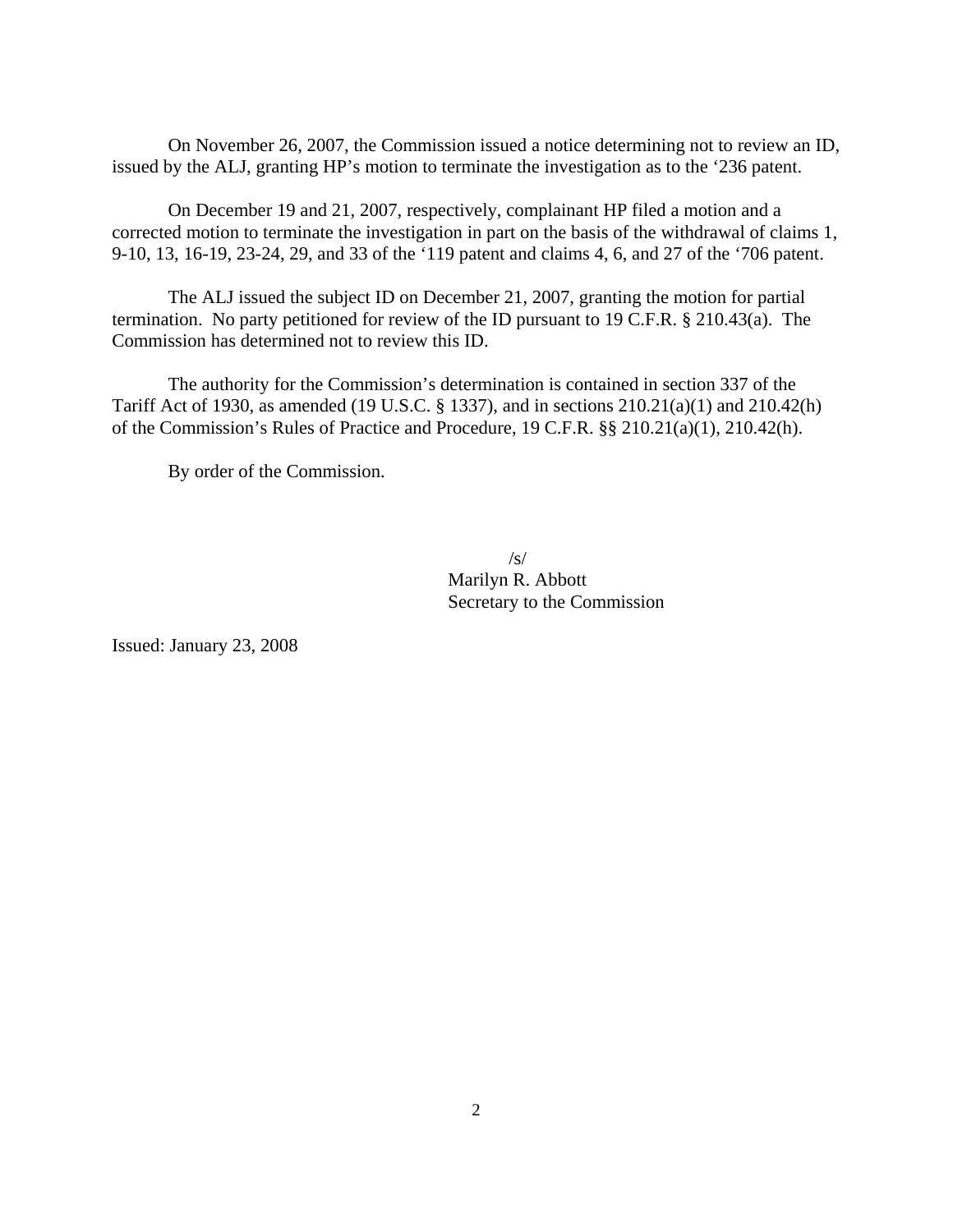On November 26, 2007, the Commission issued a notice determining not to review an ID, issued by the ALJ, granting HP's motion to terminate the investigation as to the '236 patent.

On December 19 and 21, 2007, respectively, complainant HP filed a motion and a corrected motion to terminate the investigation in part on the basis of the withdrawal of claims 1, 9-10, 13, 16-19, 23-24, 29, and 33 of the '119 patent and claims 4, 6, and 27 of the '706 patent.

The ALJ issued the subject ID on December 21, 2007, granting the motion for partial termination. No party petitioned for review of the ID pursuant to 19 C.F.R. § 210.43(a). The Commission has determined not to review this ID.

The authority for the Commission's determination is contained in section 337 of the Tariff Act of 1930, as amended (19 U.S.C. § 1337), and in sections 210.21(a)(1) and 210.42(h) of the Commission's Rules of Practice and Procedure, 19 C.F.R. §§ 210.21(a)(1), 210.42(h).

By order of the Commission.

/s/
Marilyn R. Abbott
Secretary to the Commission

Issued: January 23, 2008